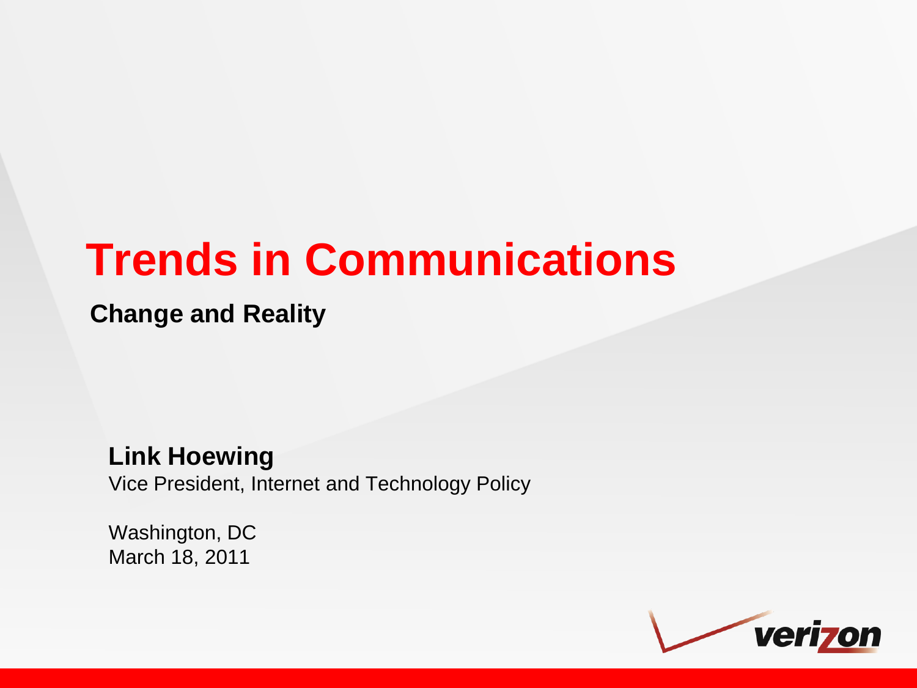# Trends in Communications

**Change and Reality**

**Link Hoewing**
Vice President, Internet and Technology Policy

Washington, DC
March 18, 2011

verizon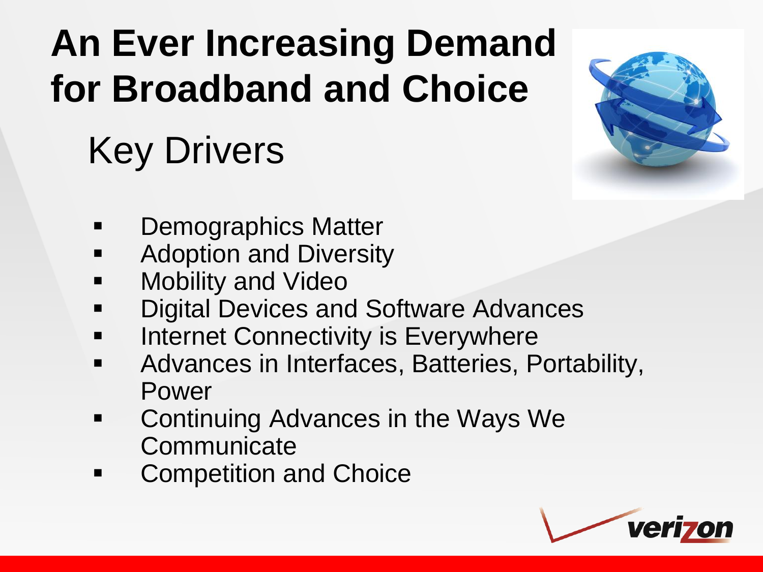# An Ever Increasing Demand for Broadband and Choice

## Key Drivers

- Demographics Matter
- Adoption and Diversity
- Mobility and Video
- Digital Devices and Software Advances
- Internet Connectivity is Everywhere
- Advances in Interfaces, Batteries, Portability, Power
- Continuing Advances in the Ways We Communicate
- Competition and Choice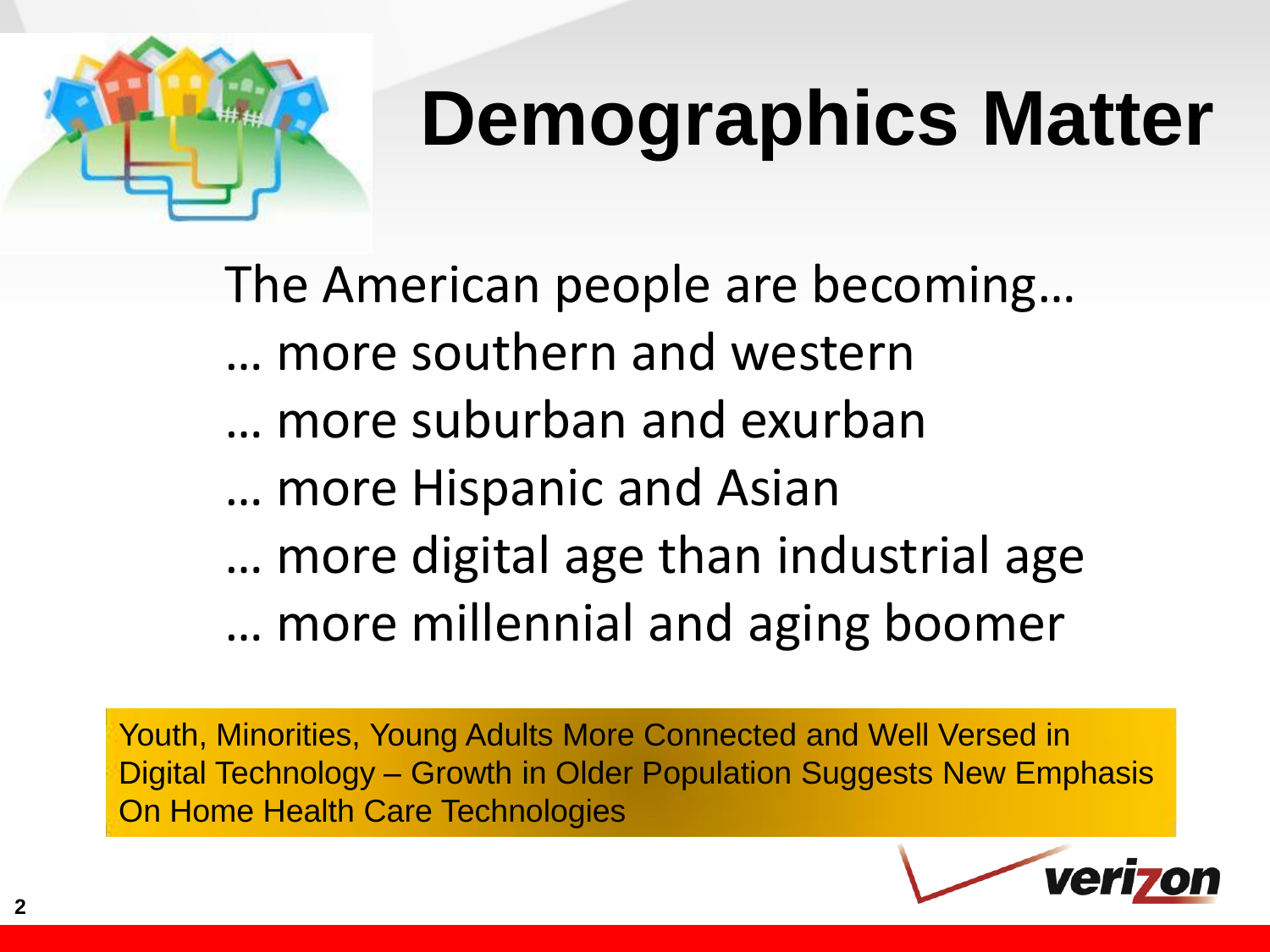# Demographics Matter

The American people are becoming…

… more southern and western

… more suburban and exurban

… more Hispanic and Asian

… more digital age than industrial age

… more millennial and aging boomer

Youth, Minorities, Young Adults More Connected and Well Versed in Digital Technology – Growth in Older Population Suggests New Emphasis On Home Health Care Technologies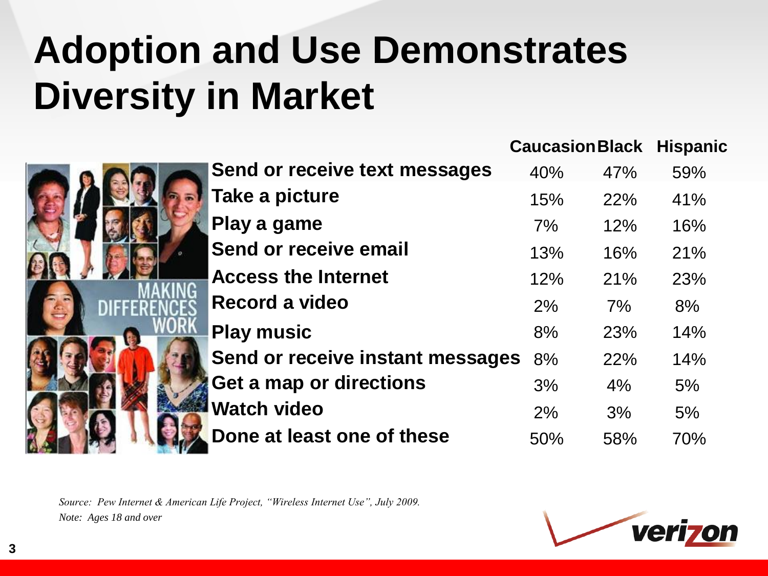# Adoption and Use Demonstrates Diversity in Market

| | Caucasion | Black | Hispanic |
|---|---|---|---|
| **Send or receive text messages** | 40% | 47% | 59% |
| **Take a picture** | 15% | 22% | 41% |
| **Play a game** | 7% | 12% | 16% |
| **Send or receive email** | 13% | 16% | 21% |
| **Access the Internet** | 12% | 21% | 23% |
| **Record a video** | 2% | 7% | 8% |
| **Play music** | 8% | 23% | 14% |
| **Send or receive instant messages** | 8% | 22% | 14% |
| **Get a map or directions** | 3% | 4% | 5% |
| **Watch video** | 2% | 3% | 5% |
| **Done at least one of these** | 50% | 58% | 70% |

*Source: Pew Internet & American Life Project, "Wireless Internet Use", July 2009.*
*Note: Ages 18 and over*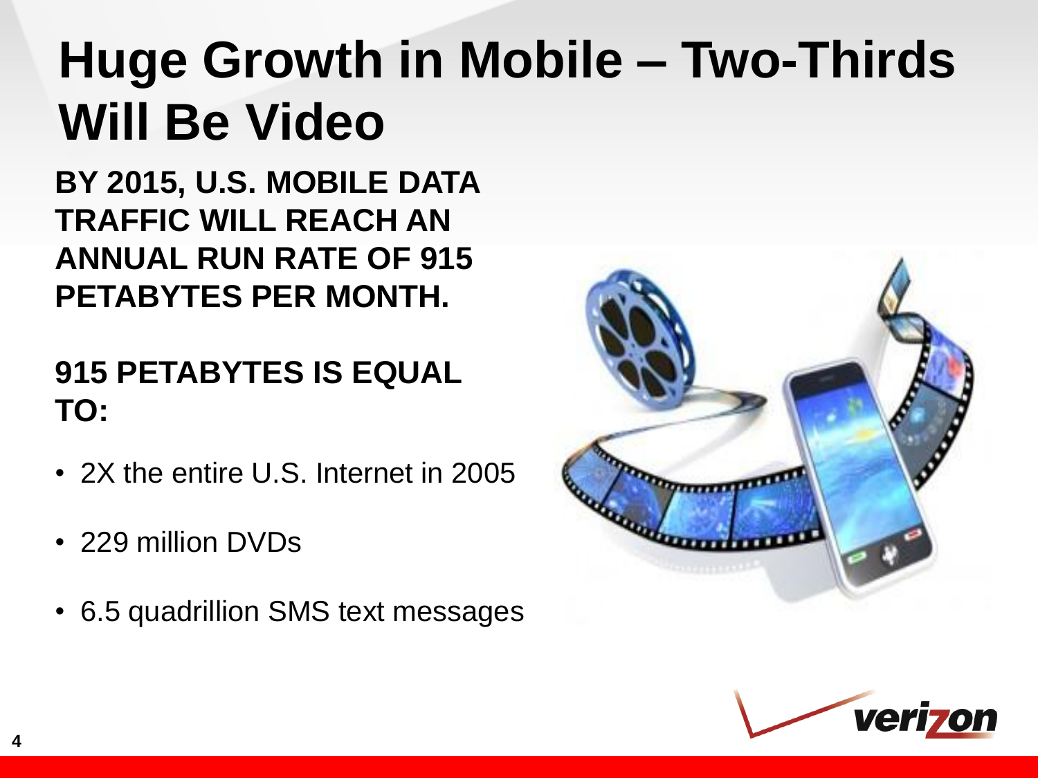# Huge Growth in Mobile – Two-Thirds Will Be Video

**BY 2015, U.S. MOBILE DATA TRAFFIC WILL REACH AN ANNUAL RUN RATE OF 915 PETABYTES PER MONTH.**

**915 PETABYTES IS EQUAL TO:**

- 2X the entire U.S. Internet in 2005
- 229 million DVDs
- 6.5 quadrillion SMS text messages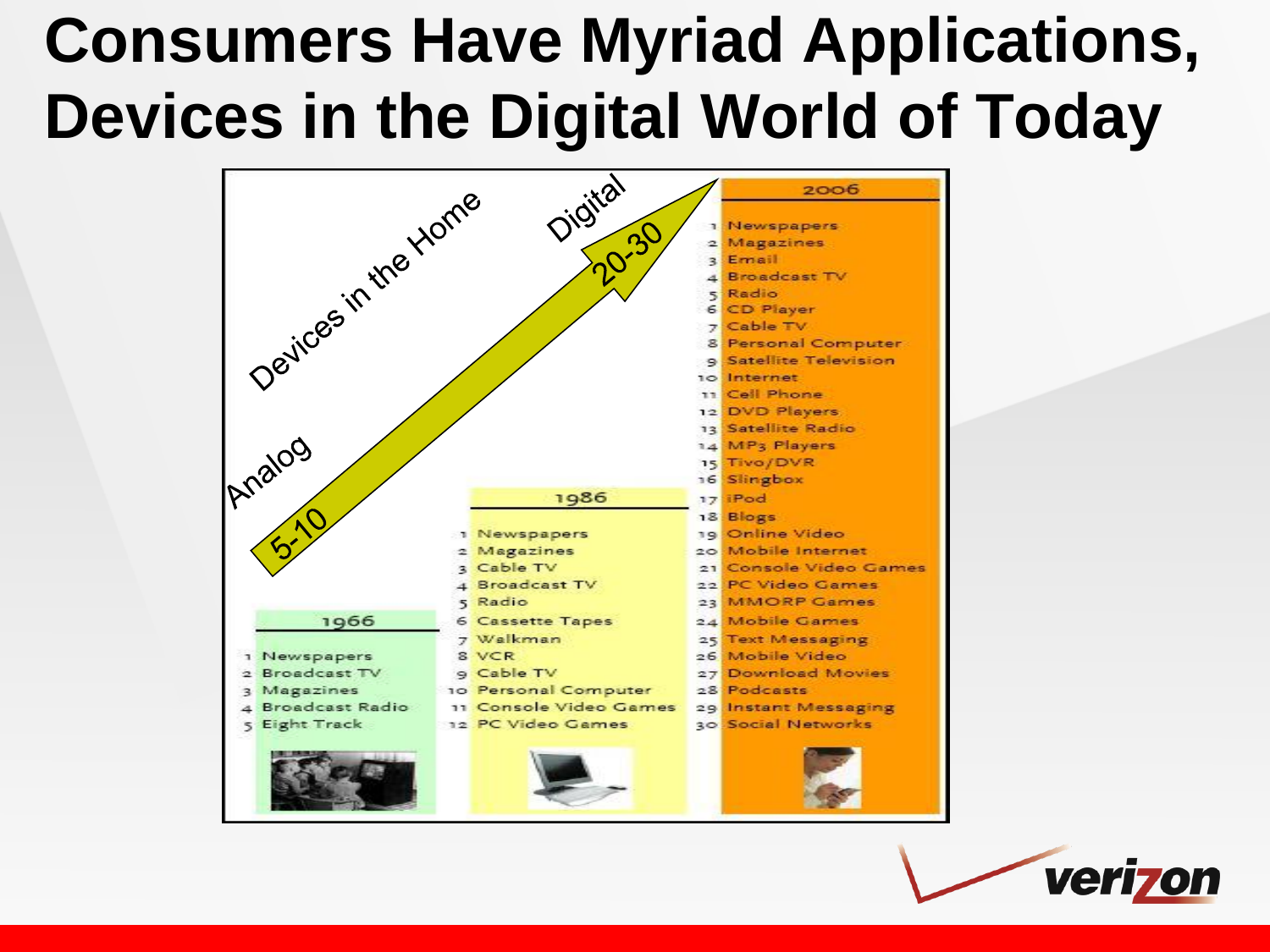# Consumers Have Myriad Applications, Devices in the Digital World of Today

Devices in the Home

Analog

Digital

5-10

20-30

**1966**

1. Newspapers
2. Broadcast TV
3. Magazines
4. Broadcast Radio
5. Eight Track

**1986**

1. Newspapers
2. Magazines
3. Cable TV
4. Broadcast TV
5. Radio
6. Cassette Tapes
7. Walkman
8. VCR
9. Cable TV
10. Personal Computer
11. Console Video Games
12. PC Video Games

**2006**

1. Newspapers
2. Magazines
3. Email
4. Broadcast TV
5. Radio
6. CD Player
7. Cable TV
8. Personal Computer
9. Satellite Television
10. Internet
11. Cell Phone
12. DVD Players
13. Satellite Radio
14. MP3 Players
15. Tivo/DVR
16. Slingbox
17. iPod
18. Blogs
19. Online Video
20. Mobile Internet
21. Console Video Games
22. PC Video Games
23. MMORP Games
24. Mobile Games
25. Text Messaging
26. Mobile Video
27. Download Movies
28. Podcasts
29. Instant Messaging
30. Social Networks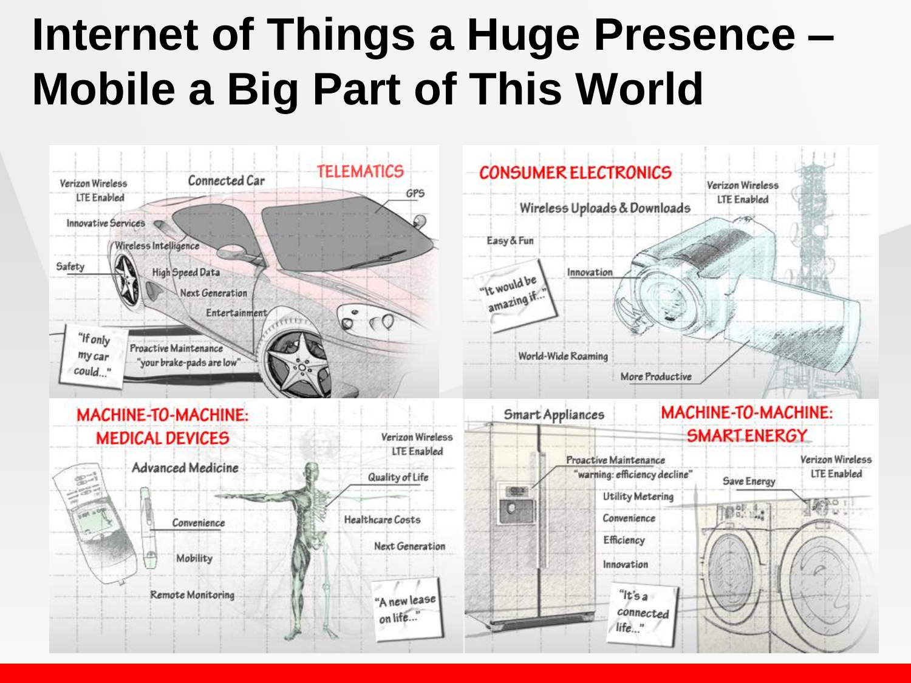# Internet of Things a Huge Presence – Mobile a Big Part of This World

## TELEMATICS

Verizon Wireless LTE Enabled

Connected Car

GPS

Innovative Services

Wireless Intelligence

Safety

High Speed Data

Next Generation

Entertainment

"If only my car could..."

Proactive Maintenance "your brake-pads are low"

## CONSUMER ELECTRONICS

Verizon Wireless LTE Enabled

Wireless Uploads & Downloads

Easy & Fun

"It would be amazing if..."

Innovation

World-Wide Roaming

More Productive

## MACHINE-TO-MACHINE: MEDICAL DEVICES

Verizon Wireless LTE Enabled

Advanced Medicine

Quality of Life

Convenience

Healthcare Costs

Next Generation

Mobility

Remote Monitoring

"A new lease on life..."

## MACHINE-TO-MACHINE: SMART ENERGY

Smart Appliances

Proactive Maintenance "warning: efficiency decline"

Verizon Wireless LTE Enabled

Save Energy

Utility Metering

Convenience

Efficiency

Innovation

"It's a connected life..."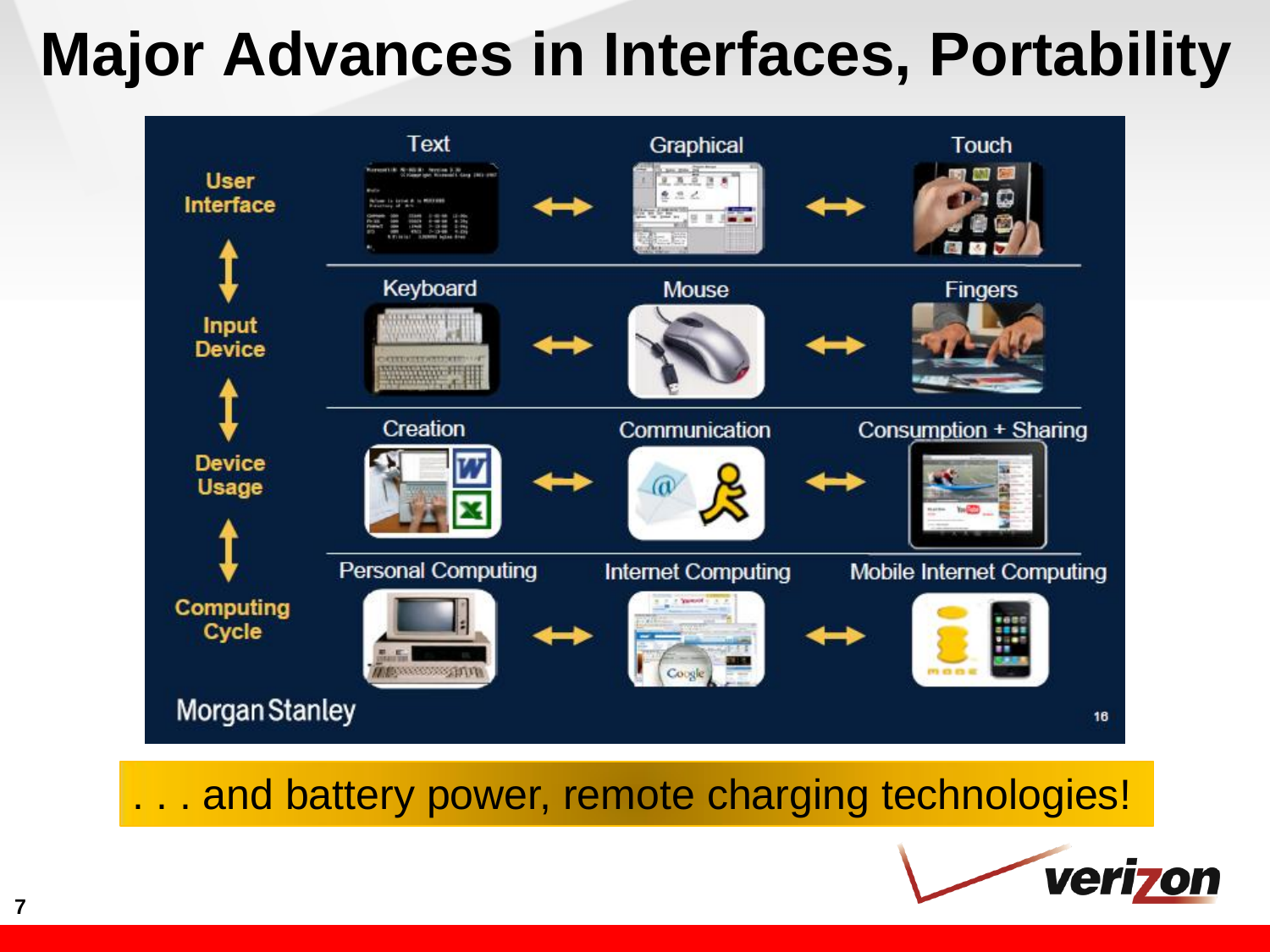# Major Advances in Interfaces, Portability

User Interface: Text ↔ Graphical ↔ Touch

Input Device: Keyboard ↔ Mouse ↔ Fingers

Device Usage: Creation ↔ Communication ↔ Consumption + Sharing

Computing Cycle: Personal Computing ↔ Internet Computing ↔ Mobile Internet Computing

Morgan Stanley

16

. . . and battery power, remote charging technologies!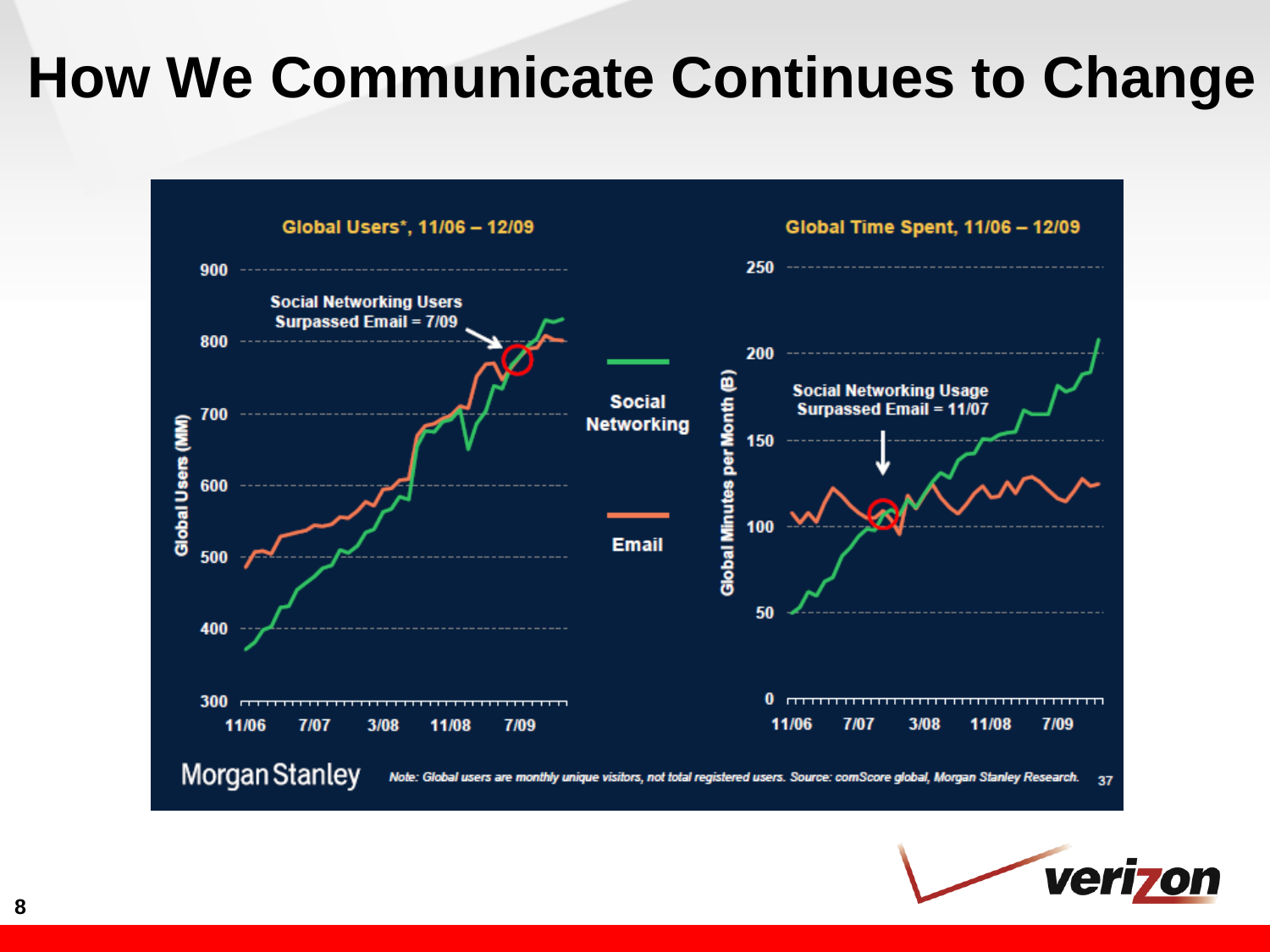# How We Communicate Continues to Change

Global Users*, 11/06 – 12/09

900
800
700
600
500
400
300

Global Users (MM)

Social Networking Users Surpassed Email = 7/09

11/06 7/07 3/08 11/08 7/09

Social Networking

Email

Global Time Spent, 11/06 – 12/09

250
200
150
100
50
0

Global Minutes per Month (B)

Social Networking Usage Surpassed Email = 11/07

11/06 7/07 3/08 11/08 7/09

Morgan Stanley

*Note: Global users are monthly unique visitors, not total registered users. Source: comScore global, Morgan Stanley Research.*

37

verizon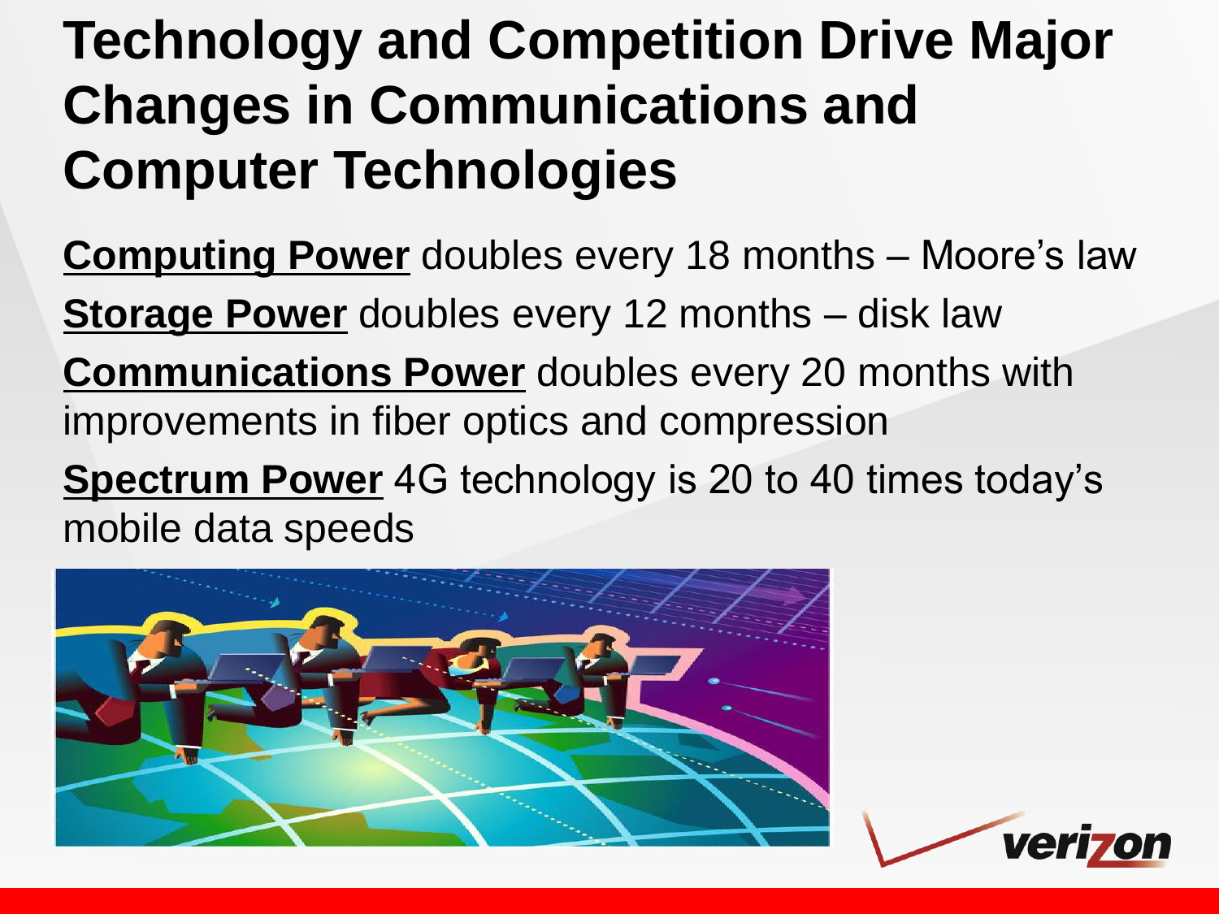# Technology and Competition Drive Major Changes in Communications and Computer Technologies

**Computing Power** doubles every 18 months – Moore's law

**Storage Power** doubles every 12 months – disk law

**Communications Power** doubles every 20 months with improvements in fiber optics and compression

**Spectrum Power** 4G technology is 20 to 40 times today's mobile data speeds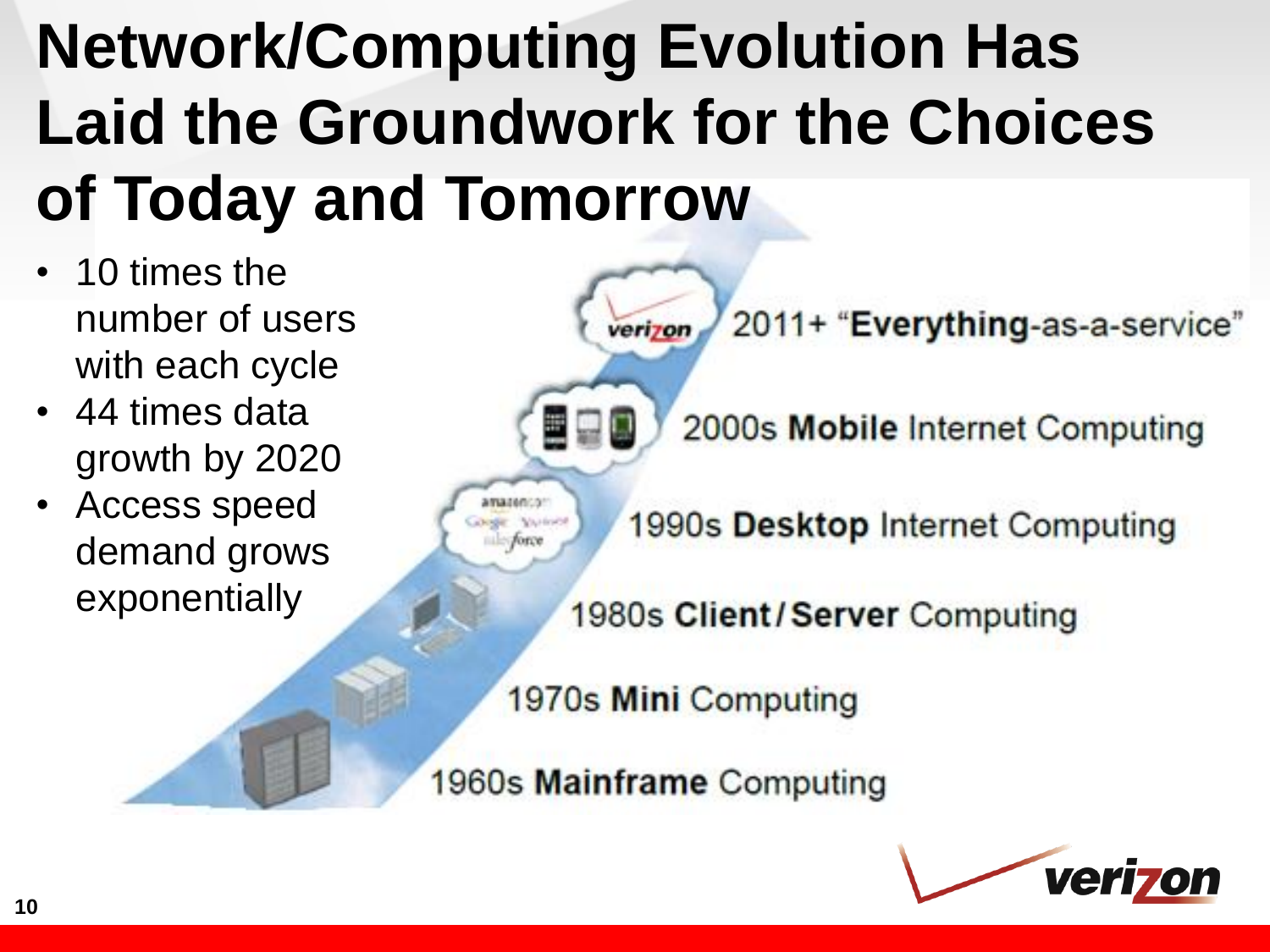# Network/Computing Evolution Has Laid the Groundwork for the Choices of Today and Tomorrow

- 10 times the number of users with each cycle
- 44 times data growth by 2020
- Access speed demand grows exponentially

2011+ "**Everything**-as-a-service"

2000s **Mobile** Internet Computing

1990s **Desktop** Internet Computing

1980s **Client/Server** Computing

1970s **Mini** Computing

1960s **Mainframe** Computing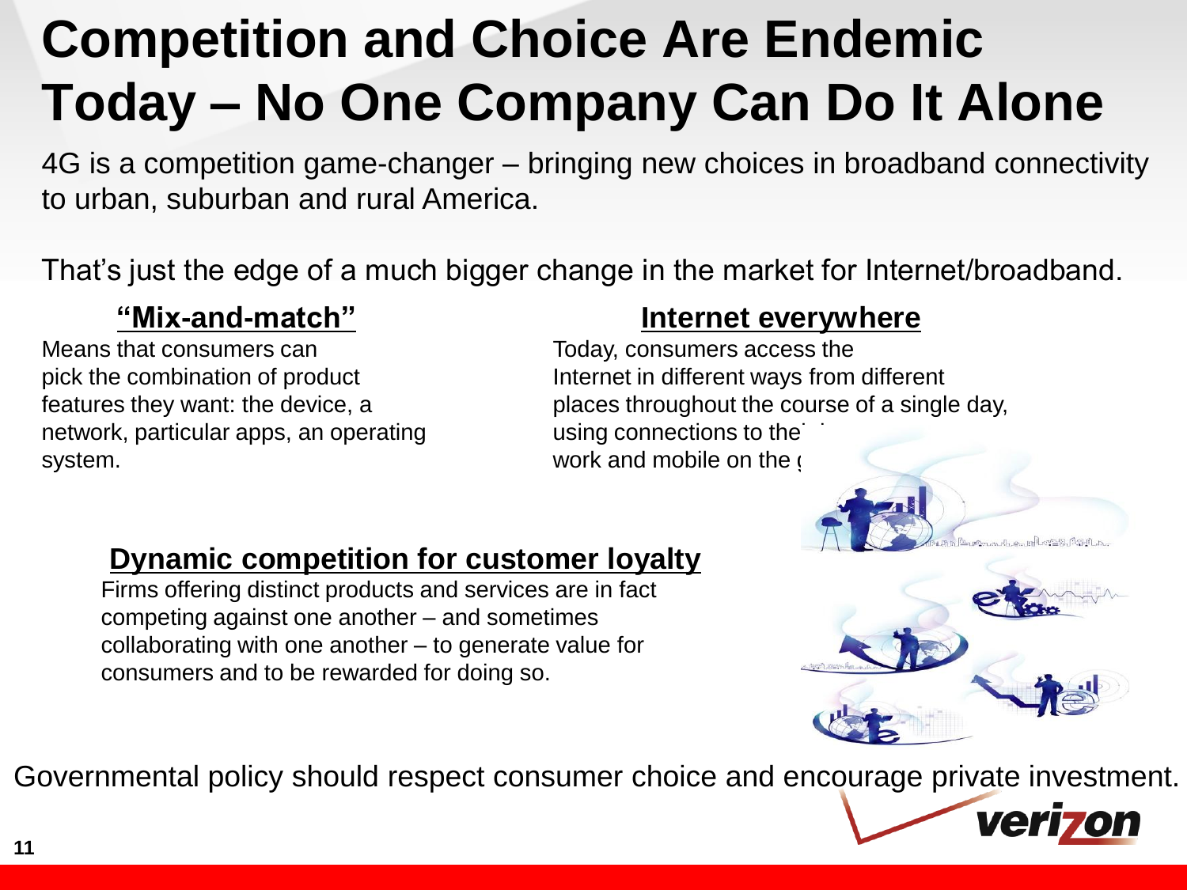# Competition and Choice Are Endemic Today – No One Company Can Do It Alone

4G is a competition game-changer – bringing new choices in broadband connectivity to urban, suburban and rural America.

That's just the edge of a much bigger change in the market for Internet/broadband.

### "Mix-and-match"

Means that consumers can pick the combination of product features they want: the device, a network, particular apps, an operating system.

### Internet everywhere

Today, consumers access the Internet in different ways from different places throughout the course of a single day, using connections to the[...] work and mobile on the [...]

### Dynamic competition for customer loyalty

Firms offering distinct products and services are in fact competing against one another – and sometimes collaborating with one another – to generate value for consumers and to be rewarded for doing so.

Governmental policy should respect consumer choice and encourage private investment.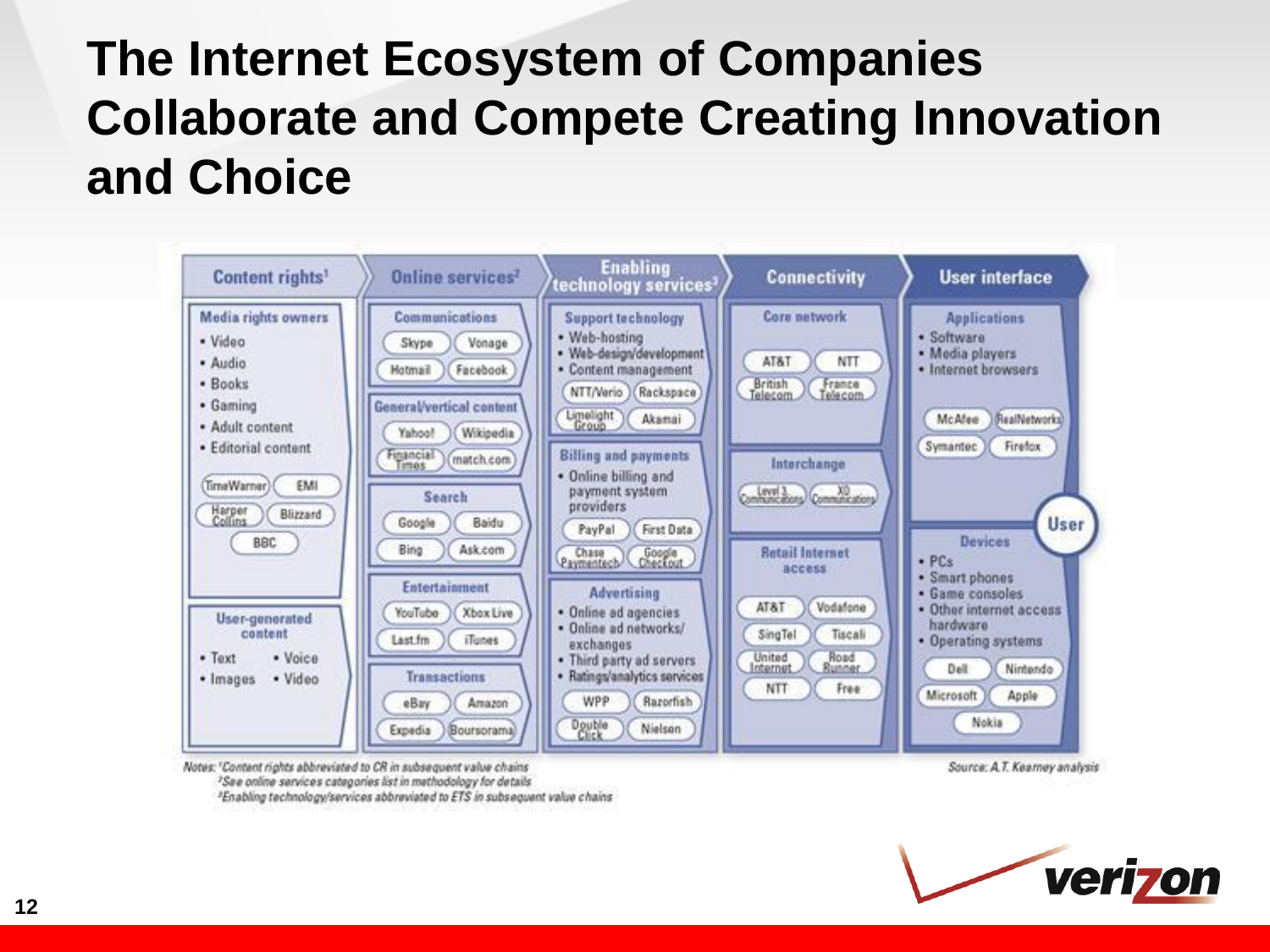# The Internet Ecosystem of Companies Collaborate and Compete Creating Innovation and Choice

| Content rights[1] | Online services[2] | Enabling technology services[3] | Connectivity | User interface |
|---|---|---|---|---|
| **Media rights owners**<br>• Video<br>• Audio<br>• Books<br>• Gaming<br>• Adult content<br>• Editorial content<br>TimeWarner, EMI, Harper Collins, Blizzard, BBC | **Communications**<br>Skype, Vonage, Hotmail, Facebook<br>**General/vertical content**<br>Yahoo!, Wikipedia, Financial Times, match.com<br>**Search**<br>Google, Baidu, Bing, Ask.com | **Support technology**<br>• Web-hosting<br>• Web-design/development<br>• Content management<br>NTT/Verio, Rackspace, Limelight Group, Akamai<br>**Billing and payments**<br>• Online billing and payment system providers<br>PayPal, First Data, Chase Paymentech, Google Checkout | **Core network**<br>AT&T, NTT, British Telecom, France Telecom<br>**Interchange**<br>Level 3 Communications, XO Communications | **Applications**<br>• Software<br>• Media players<br>• Internet browsers<br>McAfee, RealNetworks, Symantec, Firefox |
| **User-generated content**<br>• Text • Voice<br>• Images • Video | **Entertainment**<br>YouTube, Xbox Live, Last.fm, iTunes<br>**Transactions**<br>eBay, Amazon, Expedia, Boursorama | **Advertising**<br>• Online ad agencies<br>• Online ad networks/exchanges<br>• Third party ad servers<br>• Ratings/analytics services<br>WPP, Razorfish, Double Click, Nielsen | **Retail Internet access**<br>AT&T, Vodafone, SingTel, Tiscali, United Internet, Road Runner, NTT, Free | **User**<br>**Devices**<br>• PCs<br>• Smart phones<br>• Game consoles<br>• Other internet access hardware<br>• Operating systems<br>Dell, Nintendo, Microsoft, Apple, Nokia |

*Notes:* [1]*Content rights abbreviated to CR in subsequent value chains*
[2]*See online services categories list in methodology for details*
[3]*Enabling technology/services abbreviated to ETS in subsequent value chains*

*Source: A.T. Kearney analysis*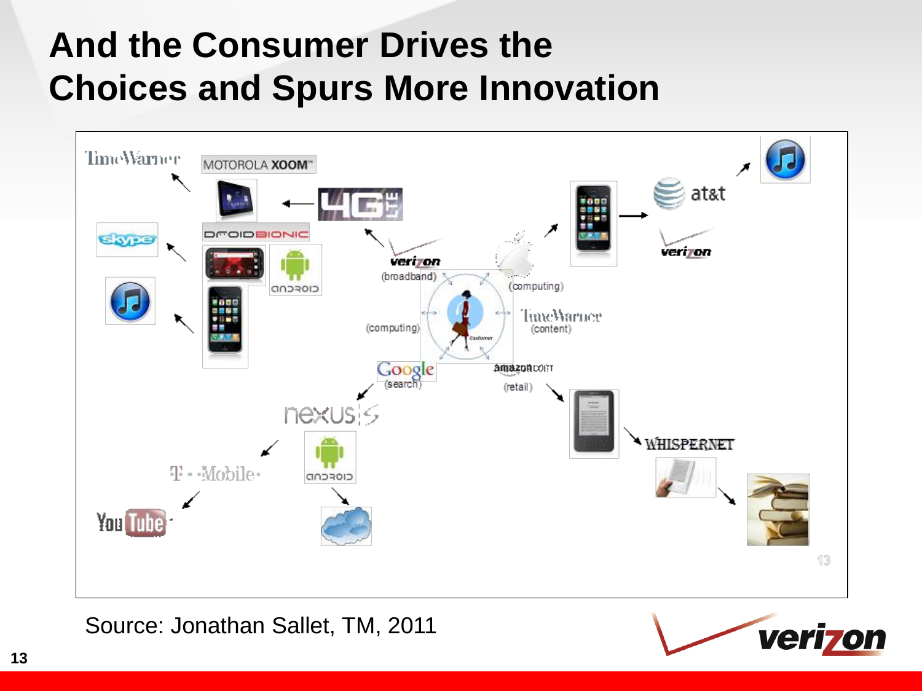# And the Consumer Drives the Choices and Spurs More Innovation

TimeWarner

MOTOROLA XOOM

4G LTE

DROID BIONIC

skype

android

verizon (broadband)

(computing)

TimeWarner (content)

(computing)

Google (search)

amazon.com (retail)

at&t

verizon

nexus S

android

T - Mobile

YouTube

WHISPERNET

13

Source: Jonathan Sallet, TM, 2011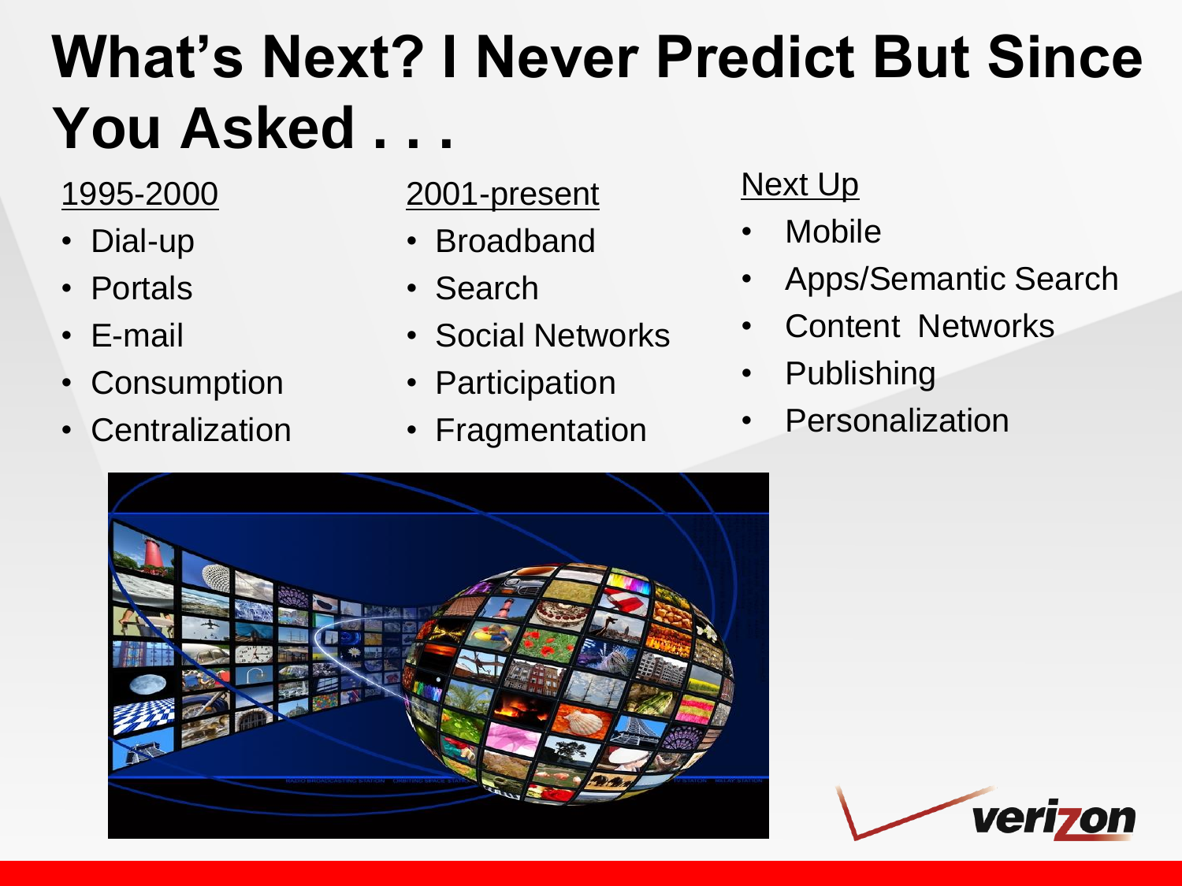# What's Next? I Never Predict But Since You Asked . . .

1995-2000

- Dial-up
- Portals
- E-mail
- Consumption
- Centralization

2001-present

- Broadband
- Search
- Social Networks
- Participation
- Fragmentation

Next Up

- Mobile
- Apps/Semantic Search
- Content Networks
- Publishing
- Personalization